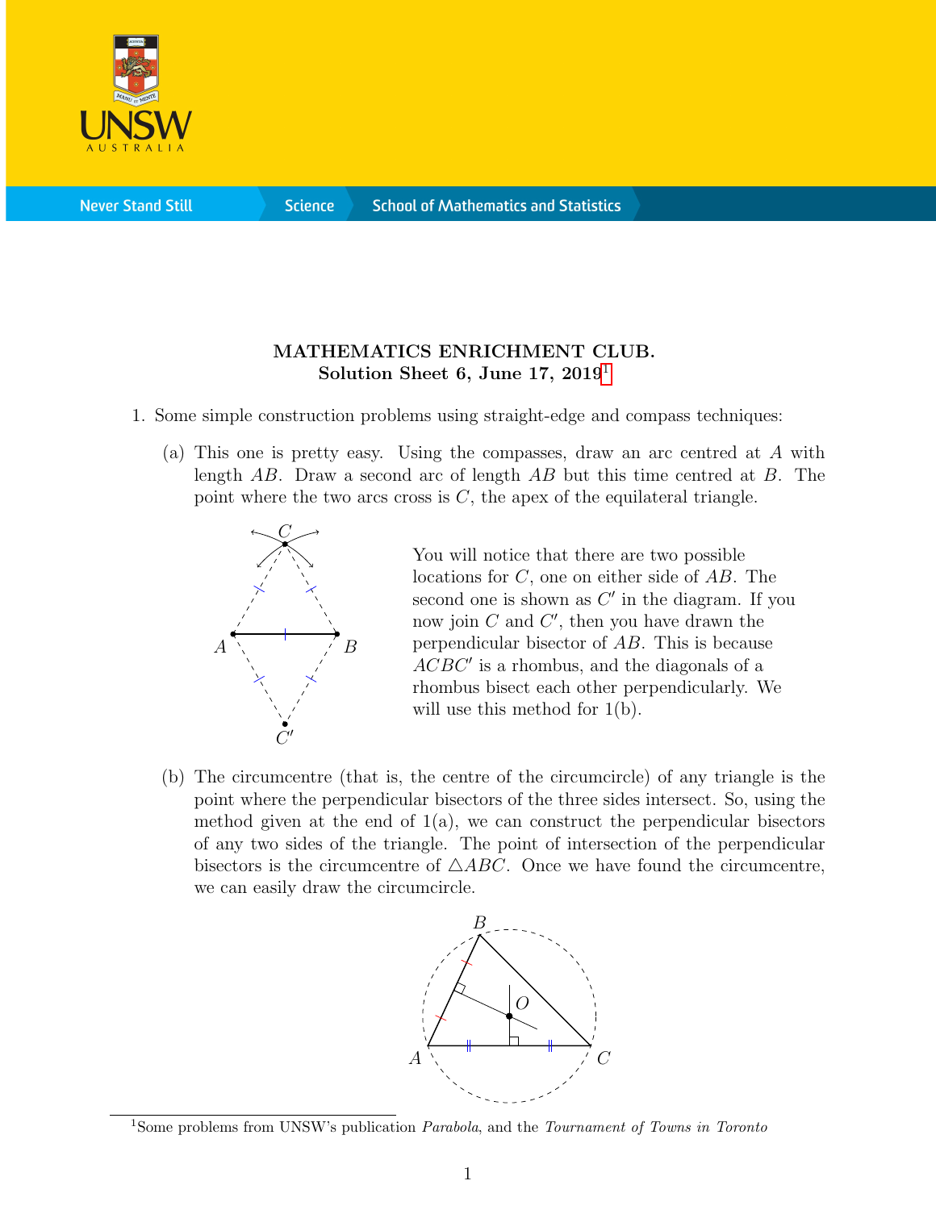**MATHEMATICS ENRICHMENT CLUB.**
**Solution Sheet 6, June 17, 2019**[1]

1. Some simple construction problems using straight-edge and compass techniques:

   (a) This one is pretty easy. Using the compasses, draw an arc centred at $A$ with length $AB$. Draw a second arc of length $AB$ but this time centred at $B$. The point where the two arcs cross is $C$, the apex of the equilateral triangle.

   You will notice that there are two possible locations for $C$, one on either side of $AB$. The second one is shown as $C'$ in the diagram. If you now join $C$ and $C'$, then you have drawn the perpendicular bisector of $AB$. This is because $ACBC'$ is a rhombus, and the diagonals of a rhombus bisect each other perpendicularly. We will use this method for 1(b).

   (b) The circumcentre (that is, the centre of the circumcircle) of any triangle is the point where the perpendicular bisectors of the three sides intersect. So, using the method given at the end of 1(a), we can construct the perpendicular bisectors of any two sides of the triangle. The point of intersection of the perpendicular bisectors is the circumcentre of $\triangle ABC$. Once we have found the circumcentre, we can easily draw the circumcircle.

[1] Some problems from UNSW's publication *Parabola*, and the *Tournament of Towns in Toronto*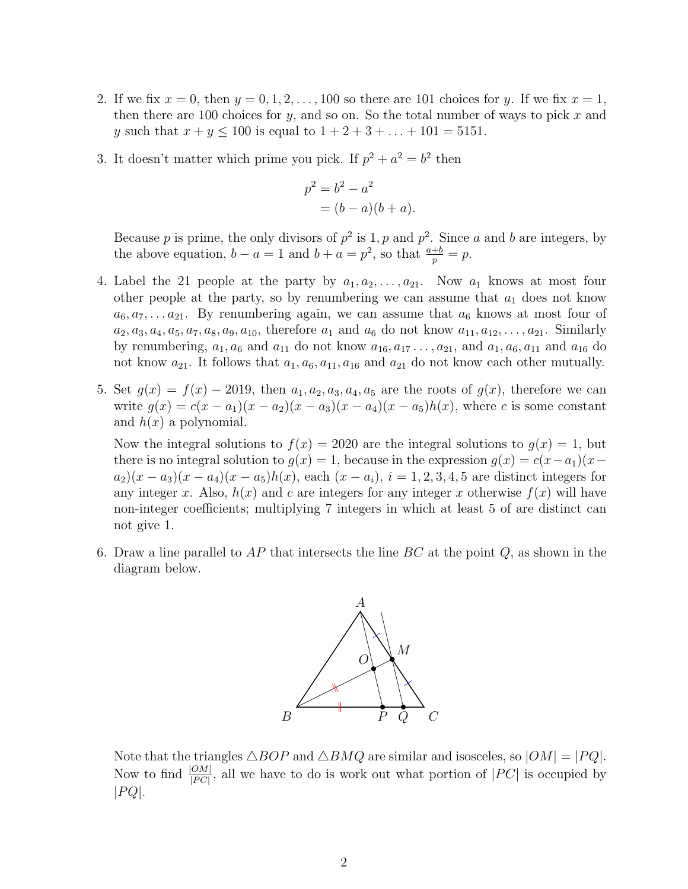2. If we fix $x = 0$, then $y = 0, 1, 2, \ldots, 100$ so there are 101 choices for $y$. If we fix $x = 1$, then there are 100 choices for $y$, and so on. So the total number of ways to pick $x$ and $y$ such that $x + y \leq 100$ is equal to $1 + 2 + 3 + \ldots + 101 = 5151$.

3. It doesn't matter which prime you pick. If $p^2 + a^2 = b^2$ then

$$\begin{aligned} p^2 &= b^2 - a^2 \\ &= (b-a)(b+a). \end{aligned}$$

Because $p$ is prime, the only divisors of $p^2$ is $1, p$ and $p^2$. Since $a$ and $b$ are integers, by the above equation, $b - a = 1$ and $b + a = p^2$, so that $\frac{a+b}{p} = p$.

4. Label the 21 people at the party by $a_1, a_2, \ldots, a_{21}$. Now $a_1$ knows at most four other people at the party, so by renumbering we can assume that $a_1$ does not know $a_6, a_7, \ldots a_{21}$. By renumbering again, we can assume that $a_6$ knows at most four of $a_2, a_3, a_4, a_5, a_7, a_8, a_9, a_{10}$, therefore $a_1$ and $a_6$ do not know $a_{11}, a_{12}, \ldots, a_{21}$. Similarly by renumbering, $a_1, a_6$ and $a_{11}$ do not know $a_{16}, a_{17} \ldots, a_{21}$, and $a_1, a_6, a_{11}$ and $a_{16}$ do not know $a_{21}$. It follows that $a_1, a_6, a_{11}, a_{16}$ and $a_{21}$ do not know each other mutually.

5. Set $g(x) = f(x) - 2019$, then $a_1, a_2, a_3, a_4, a_5$ are the roots of $g(x)$, therefore we can write $g(x) = c(x - a_1)(x - a_2)(x - a_3)(x - a_4)(x - a_5)h(x)$, where $c$ is some constant and $h(x)$ a polynomial.

   Now the integral solutions to $f(x) = 2020$ are the integral solutions to $g(x) = 1$, but there is no integral solution to $g(x) = 1$, because in the expression $g(x) = c(x - a_1)(x - a_2)(x - a_3)(x - a_4)(x - a_5)h(x)$, each $(x - a_i)$, $i = 1, 2, 3, 4, 5$ are distinct integers for any integer $x$. Also, $h(x)$ and $c$ are integers for any integer $x$ otherwise $f(x)$ will have non-integer coefficients; multiplying 7 integers in which at least 5 of are distinct can not give 1.

6. Draw a line parallel to $AP$ that intersects the line $BC$ at the point $Q$, as shown in the diagram below.

   Note that the triangles $\triangle BOP$ and $\triangle BMQ$ are similar and isosceles, so $|OM| = |PQ|$. Now to find $\frac{|OM|}{|PC|}$, all we have to do is work out what portion of $|PC|$ is occupied by $|PQ|$.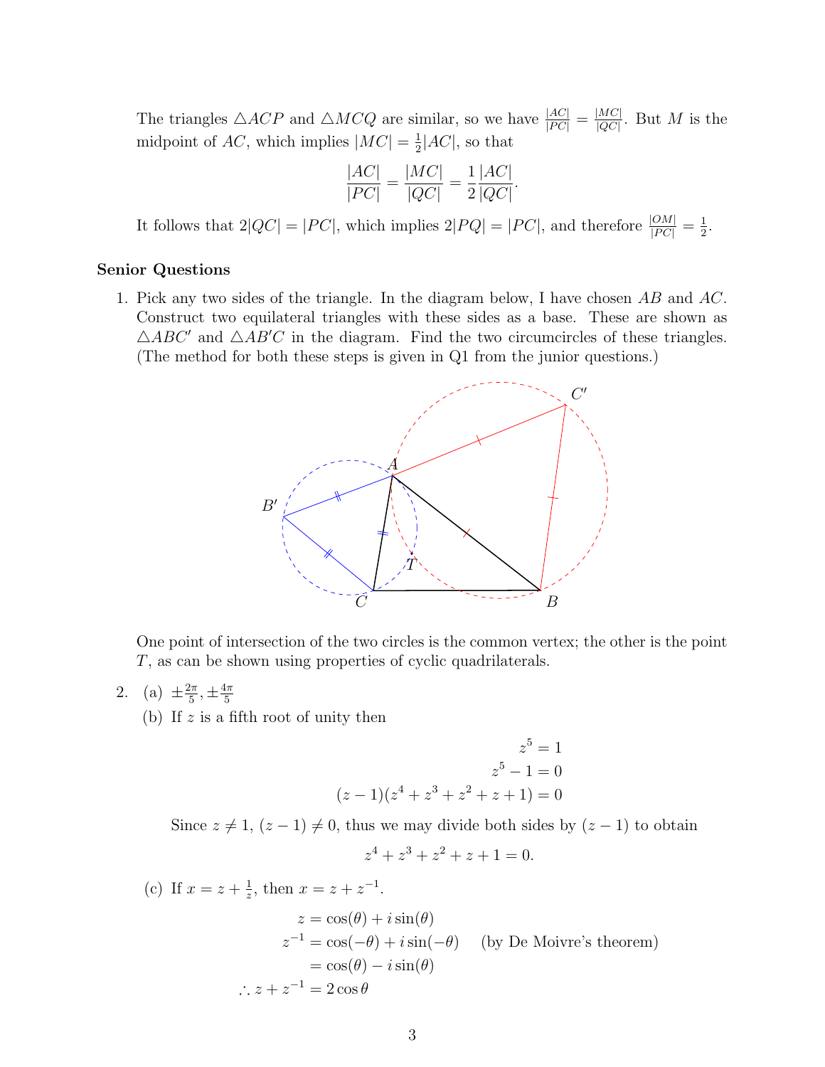The triangles $\triangle ACP$ and $\triangle MCQ$ are similar, so we have $\frac{|AC|}{|PC|} = \frac{|MC|}{|QC|}$. But $M$ is the midpoint of $AC$, which implies $|MC| = \frac{1}{2}|AC|$, so that

$$\frac{|AC|}{|PC|} = \frac{|MC|}{|QC|} = \frac{1}{2}\frac{|AC|}{|QC|}.$$

It follows that $2|QC| = |PC|$, which implies $2|PQ| = |PC|$, and therefore $\frac{|OM|}{|PC|} = \frac{1}{2}$.

**Senior Questions**

1. Pick any two sides of the triangle. In the diagram below, I have chosen $AB$ and $AC$. Construct two equilateral triangles with these sides as a base. These are shown as $\triangle ABC'$ and $\triangle AB'C$ in the diagram. Find the two circumcircles of these triangles. (The method for both these steps is given in Q1 from the junior questions.)

   One point of intersection of the two circles is the common vertex; the other is the point $T$, as can be shown using properties of cyclic quadrilaterals.

2. (a) $\pm\frac{2\pi}{5}, \pm\frac{4\pi}{5}$

   (b) If $z$ is a fifth root of unity then

   $$\begin{aligned} z^5 &= 1 \\ z^5 - 1 &= 0 \\ (z-1)(z^4 + z^3 + z^2 + z + 1) &= 0 \end{aligned}$$

   Since $z \neq 1$, $(z-1) \neq 0$, thus we may divide both sides by $(z-1)$ to obtain

   $$z^4 + z^3 + z^2 + z + 1 = 0.$$

   (c) If $x = z + \frac{1}{z}$, then $x = z + z^{-1}$.

   $$\begin{aligned} z &= \cos(\theta) + i\sin(\theta) \\ z^{-1} &= \cos(-\theta) + i\sin(-\theta) \quad \text{(by De Moivre's theorem)} \\ &= \cos(\theta) - i\sin(\theta) \\ \therefore z + z^{-1} &= 2\cos\theta \end{aligned}$$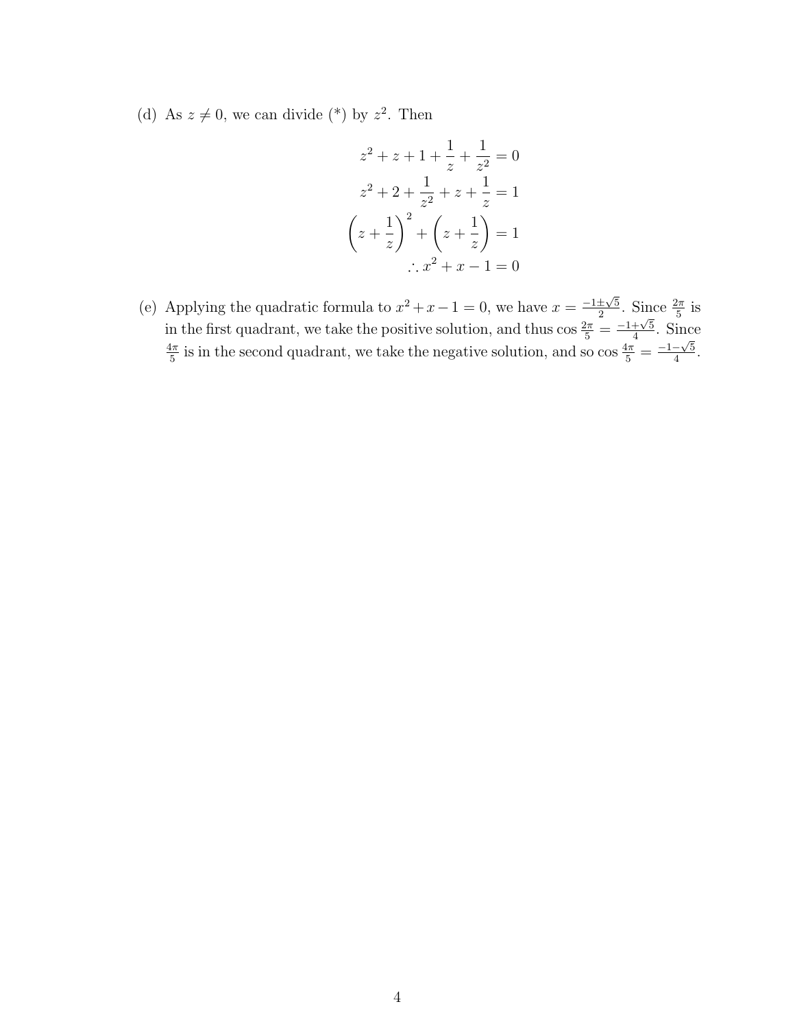(d) As $z \neq 0$, we can divide (*) by $z^2$. Then

$$
\begin{aligned}
z^2 + z + 1 + \frac{1}{z} + \frac{1}{z^2} &= 0 \\
z^2 + 2 + \frac{1}{z^2} + z + \frac{1}{z} &= 1 \\
\left(z + \frac{1}{z}\right)^2 + \left(z + \frac{1}{z}\right) &= 1 \\
\therefore x^2 + x - 1 &= 0
\end{aligned}
$$

(e) Applying the quadratic formula to $x^2 + x - 1 = 0$, we have $x = \frac{-1 \pm \sqrt{5}}{2}$. Since $\frac{2\pi}{5}$ is in the first quadrant, we take the positive solution, and thus $\cos\frac{2\pi}{5} = \frac{-1+\sqrt{5}}{4}$. Since $\frac{4\pi}{5}$ is in the second quadrant, we take the negative solution, and so $\cos\frac{4\pi}{5} = \frac{-1-\sqrt{5}}{4}$.